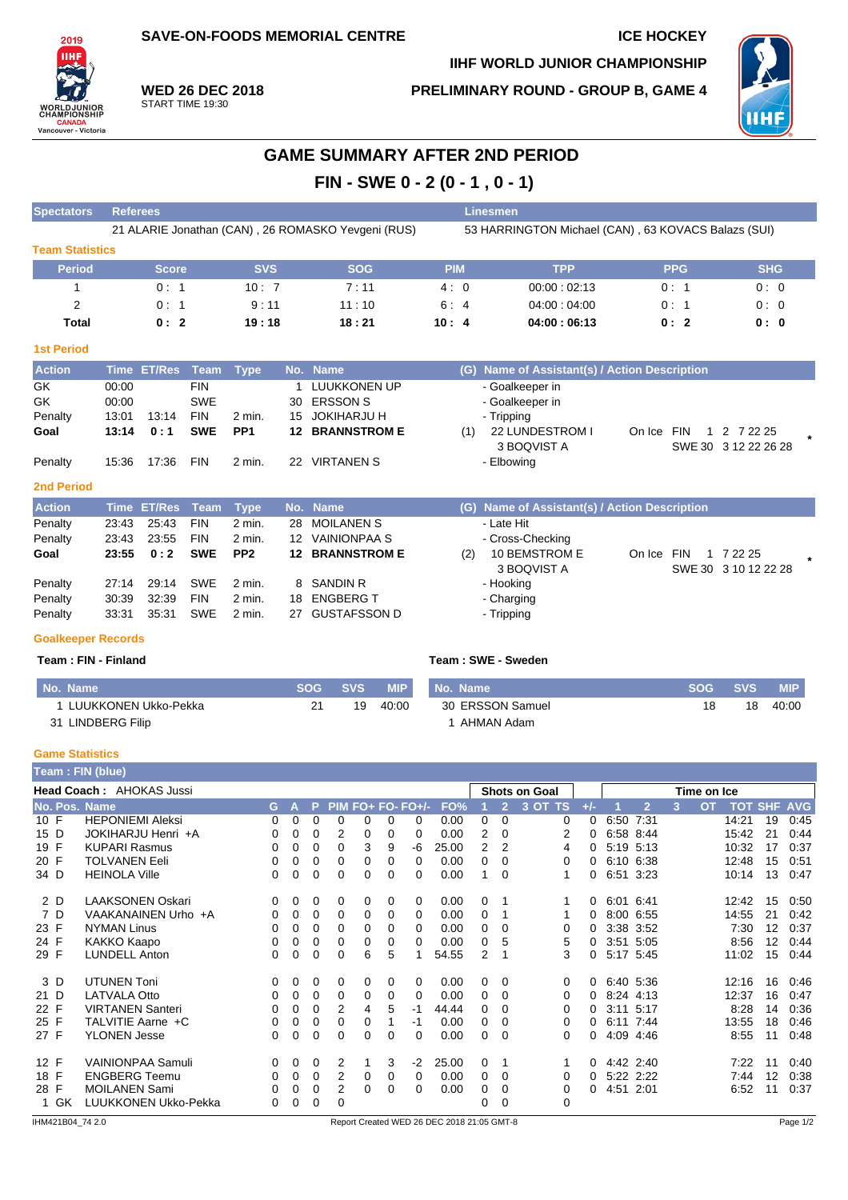SAVE-ON-FOODS MEMORIAL CENTRE

ICE HOCKEY

IIHF WORLD JUNIOR CHAMPIONSHIP

**WED 26 DEC 2018**
START TIME 19:30

PRELIMINARY ROUND - GROUP B, GAME 4

# GAME SUMMARY AFTER 2ND PERIOD

## FIN - SWE 0 - 2 (0 - 1 , 0 - 1)

| Spectators | Referees | Linesmen |
|---|---|---|
| | 21 ALARIE Jonathan (CAN) , 26 ROMASKO Yevgeni (RUS) | 53 HARRINGTON Michael (CAN) , 63 KOVACS Balazs (SUI) |

### Team Statistics

| Period | Score | SVS | SOG | PIM | TPP | PPG | SHG |
|---|---|---|---|---|---|---|---|
| 1 | 0 : 1 | 10 : 7 | 7 : 11 | 4 : 0 | 00:00 : 02:13 | 0 : 1 | 0 : 0 |
| 2 | 0 : 1 | 9 : 11 | 11 : 10 | 6 : 4 | 04:00 : 04:00 | 0 : 1 | 0 : 0 |
| **Total** | **0 : 2** | **19 : 18** | **18 : 21** | **10 : 4** | **04:00 : 06:13** | **0 : 2** | **0 : 0** |

### 1st Period

| Action | Time | ET/Res | Team | Type | No. | Name | (G) | Name of Assistant(s) / Action Description | On Ice |
|---|---|---|---|---|---|---|---|---|---|
| GK | 00:00 | | FIN | | 1 | LUUKKONEN UP | | - Goalkeeper in | |
| GK | 00:00 | | SWE | | 30 | ERSSON S | | - Goalkeeper in | |
| Penalty | 13:01 | 13:14 | FIN | 2 min. | 15 | JOKIHARJU H | | - Tripping | |
| **Goal** | **13:14** | **0 : 1** | **SWE** | **PP1** | **12** | **BRANNSTROM E** | (1) | 22 LUNDESTROM I, 3 BOQVIST A | FIN 1 2 7 22 25; SWE 30 3 12 22 26 28 |
| Penalty | 15:36 | 17:36 | FIN | 2 min. | 22 | VIRTANEN S | | - Elbowing | |

### 2nd Period

| Action | Time | ET/Res | Team | Type | No. | Name | (G) | Name of Assistant(s) / Action Description | On Ice |
|---|---|---|---|---|---|---|---|---|---|
| Penalty | 23:43 | 25:43 | FIN | 2 min. | 28 | MOILANEN S | | - Late Hit | |
| Penalty | 23:43 | 23:55 | FIN | 2 min. | 12 | VAINIONPAA S | | - Cross-Checking | |
| **Goal** | **23:55** | **0 : 2** | **SWE** | **PP2** | **12** | **BRANNSTROM E** | (2) | 10 BEMSTROM E, 3 BOQVIST A | FIN 1 7 22 25; SWE 30 3 10 12 22 28 |
| Penalty | 27:14 | 29:14 | SWE | 2 min. | 8 | SANDIN R | | - Hooking | |
| Penalty | 30:39 | 32:39 | FIN | 2 min. | 18 | ENGBERG T | | - Charging | |
| Penalty | 33:31 | 35:31 | SWE | 2 min. | 27 | GUSTAFSSON D | | - Tripping | |

### Goalkeeper Records

**Team : FIN - Finland**

| No. Name | SOG | SVS | MIP |
|---|---|---|---|
| 1 LUUKKONEN Ukko-Pekka | 21 | 19 | 40:00 |
| 31 LINDBERG Filip | | | |

**Team : SWE - Sweden**

| No. Name | SOG | SVS | MIP |
|---|---|---|---|
| 30 ERSSON Samuel | 18 | 18 | 40:00 |
| 1 AHMAN Adam | | | |

### Game Statistics

**Team : FIN (blue)**

**Head Coach :** AHOKAS Jussi

| No. | Pos. | Name | G | A | P | PIM | FO+ | FO- | FO+/- | FO% | SOG 1 | SOG 2 | SOG 3 | SOG OT | SOG TS | +/- | TOI 1 | TOI 2 | TOI 3 | TOI OT | TOT | SHF | AVG |
|---|---|---|---|---|---|---|---|---|---|---|---|---|---|---|---|---|---|---|---|---|---|---|---|
| 10 | F | HEPONIEMI Aleksi | 0 | 0 | 0 | 0 | 0 | 0 | 0 | 0.00 | 0 | 0 | | | 0 | 0 | 6:50 | 7:31 | | | 14:21 | 19 | 0:45 |
| 15 | D | JOKIHARJU Henri +A | 0 | 0 | 0 | 2 | 0 | 0 | 0 | 0.00 | 2 | 0 | | | 2 | 0 | 6:58 | 8:44 | | | 15:42 | 21 | 0:44 |
| 19 | F | KUPARI Rasmus | 0 | 0 | 0 | 0 | 3 | 9 | -6 | 25.00 | 2 | 2 | | | 4 | 0 | 5:19 | 5:13 | | | 10:32 | 17 | 0:37 |
| 20 | F | TOLVANEN Eeli | 0 | 0 | 0 | 0 | 0 | 0 | 0 | 0.00 | 0 | 0 | | | 0 | 0 | 6:10 | 6:38 | | | 12:48 | 15 | 0:51 |
| 34 | D | HEINOLA Ville | 0 | 0 | 0 | 0 | 0 | 0 | 0 | 0.00 | 1 | 0 | | | 1 | 0 | 6:51 | 3:23 | | | 10:14 | 13 | 0:47 |
| 2 | D | LAAKSONEN Oskari | 0 | 0 | 0 | 0 | 0 | 0 | 0 | 0.00 | 0 | 1 | | | 1 | 0 | 6:01 | 6:41 | | | 12:42 | 15 | 0:50 |
| 7 | D | VAAKANAINEN Urho +A | 0 | 0 | 0 | 0 | 0 | 0 | 0 | 0.00 | 0 | 1 | | | 1 | 0 | 8:00 | 6:55 | | | 14:55 | 21 | 0:42 |
| 23 | F | NYMAN Linus | 0 | 0 | 0 | 0 | 0 | 0 | 0 | 0.00 | 0 | 0 | | | 0 | 0 | 3:38 | 3:52 | | | 7:30 | 12 | 0:37 |
| 24 | F | KAKKO Kaapo | 0 | 0 | 0 | 0 | 0 | 0 | 0 | 0.00 | 0 | 5 | | | 5 | 0 | 3:51 | 5:05 | | | 8:56 | 12 | 0:44 |
| 29 | F | LUNDELL Anton | 0 | 0 | 0 | 0 | 6 | 5 | 1 | 54.55 | 2 | 1 | | | 3 | 0 | 5:17 | 5:45 | | | 11:02 | 15 | 0:44 |
| 3 | D | UTUNEN Toni | 0 | 0 | 0 | 0 | 0 | 0 | 0 | 0.00 | 0 | 0 | | | 0 | 0 | 6:40 | 5:36 | | | 12:16 | 16 | 0:46 |
| 21 | D | LATVALA Otto | 0 | 0 | 0 | 0 | 0 | 0 | 0 | 0.00 | 0 | 0 | | | 0 | 0 | 8:24 | 4:13 | | | 12:37 | 16 | 0:47 |
| 22 | F | VIRTANEN Santeri | 0 | 0 | 0 | 2 | 4 | 5 | -1 | 44.44 | 0 | 0 | | | 0 | 0 | 3:11 | 5:17 | | | 8:28 | 14 | 0:36 |
| 25 | F | TALVITIE Aarne +C | 0 | 0 | 0 | 0 | 0 | 1 | -1 | 0.00 | 0 | 0 | | | 0 | 0 | 6:11 | 7:44 | | | 13:55 | 18 | 0:46 |
| 27 | F | YLONEN Jesse | 0 | 0 | 0 | 0 | 0 | 0 | 0 | 0.00 | 0 | 0 | | | 0 | 0 | 4:09 | 4:46 | | | 8:55 | 11 | 0:48 |
| 12 | F | VAINIONPAA Samuli | 0 | 0 | 0 | 2 | 1 | 3 | -2 | 25.00 | 0 | 1 | | | 1 | 0 | 4:42 | 2:40 | | | 7:22 | 11 | 0:40 |
| 18 | F | ENGBERG Teemu | 0 | 0 | 0 | 2 | 0 | 0 | 0 | 0.00 | 0 | 0 | | | 0 | 0 | 5:22 | 2:22 | | | 7:44 | 12 | 0:38 |
| 28 | F | MOILANEN Sami | 0 | 0 | 0 | 2 | 0 | 0 | 0 | 0.00 | 0 | 0 | | | 0 | 0 | 4:51 | 2:01 | | | 6:52 | 11 | 0:37 |
| 1 | GK | LUUKKONEN Ukko-Pekka | 0 | 0 | 0 | 0 | | | | | 0 | 0 | | | 0 | | | | | | | | |

IHM421B04_74 2.0 — Report Created WED 26 DEC 2018 21:05 GMT-8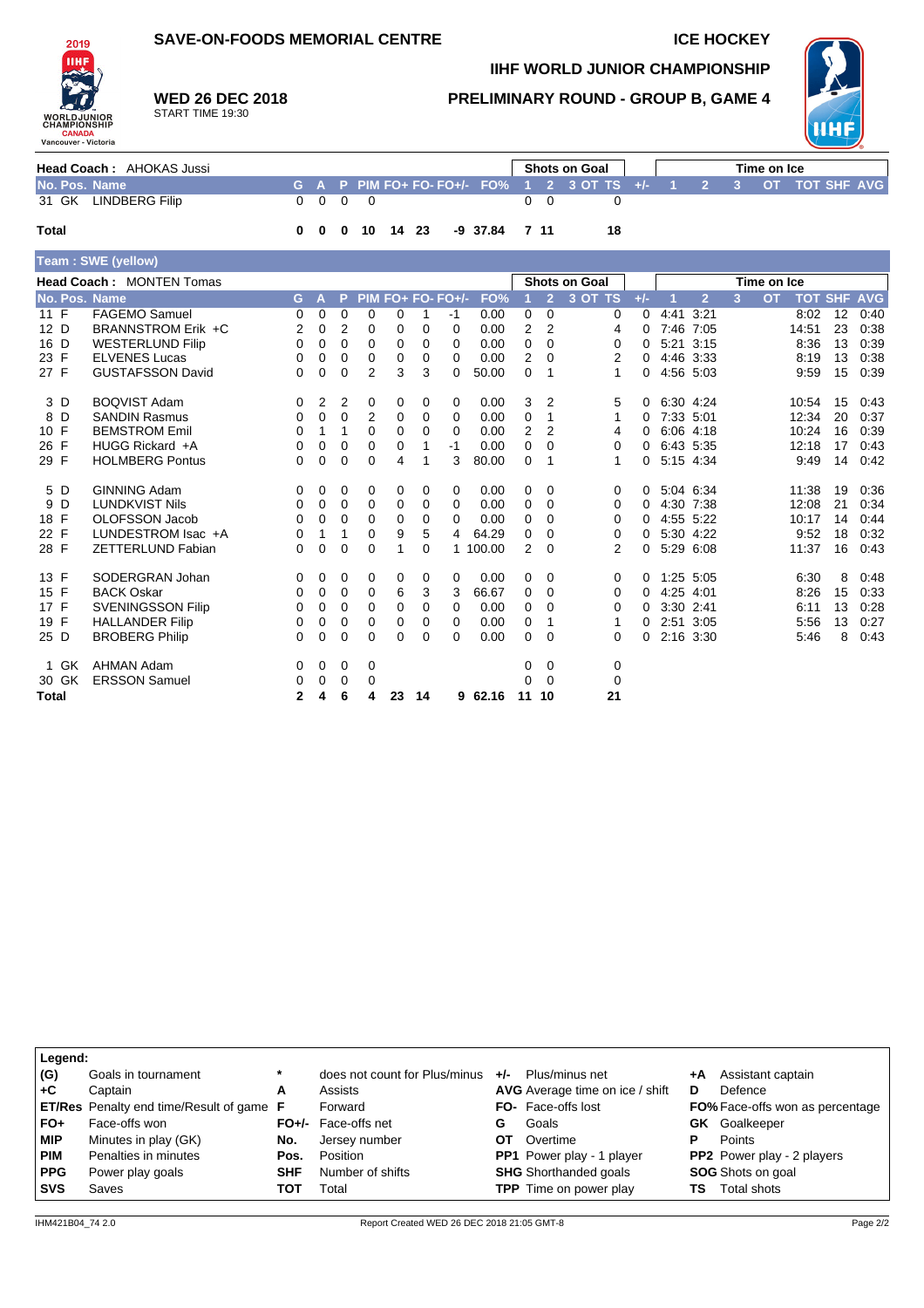**SAVE-ON-FOODS MEMORIAL CENTRE**

**ICE HOCKEY**

**IIHF WORLD JUNIOR CHAMPIONSHIP**

**WED 26 DEC 2018**
START TIME 19:30

**PRELIMINARY ROUND - GROUP B, GAME 4**

**Head Coach :** AHOKAS Jussi

| No. | Pos. | Name | G | A | P | PIM | FO+ | FO- | FO+/- | FO% | SOG 1 | SOG 2 | SOG 3 | SOG OT | SOG TS | +/- | TOI 1 | TOI 2 | TOI 3 | TOI OT | TOT | SHF | AVG |
|---|---|---|---|---|---|---|---|---|---|---|---|---|---|---|---|---|---|---|---|---|---|---|---|
| 31 | GK | LINDBERG Filip | 0 | 0 | 0 | 0 | | | | | 0 | 0 | | | 0 | | | | | | | | |
| **Total** | | | **0** | **0** | **0** | **10** | **14** | **23** | **-9** | **37.84** | **7** | **11** | | | **18** | | | | | | | | |

## Team : SWE (yellow)

**Head Coach :** MONTEN Tomas

| No. | Pos. | Name | G | A | P | PIM | FO+ | FO- | FO+/- | FO% | SOG 1 | SOG 2 | SOG 3 | SOG OT | SOG TS | +/- | TOI 1 | TOI 2 | TOI 3 | TOI OT | TOT | SHF | AVG |
|---|---|---|---|---|---|---|---|---|---|---|---|---|---|---|---|---|---|---|---|---|---|---|---|
| 11 | F | FAGEMO Samuel | 0 | 0 | 0 | 0 | 0 | 1 | -1 | 0.00 | 0 | 0 | | | 0 | 0 | 4:41 | 3:21 | | | 8:02 | 12 | 0:40 |
| 12 | D | BRANNSTROM Erik +C | 2 | 0 | 2 | 0 | 0 | 0 | 0 | 0.00 | 2 | 2 | | | 4 | 0 | 7:46 | 7:05 | | | 14:51 | 23 | 0:38 |
| 16 | D | WESTERLUND Filip | 0 | 0 | 0 | 0 | 0 | 0 | 0 | 0.00 | 0 | 0 | | | 0 | 0 | 5:21 | 3:15 | | | 8:36 | 13 | 0:39 |
| 23 | F | ELVENES Lucas | 0 | 0 | 0 | 0 | 0 | 0 | 0 | 0.00 | 2 | 0 | | | 2 | 0 | 4:46 | 3:33 | | | 8:19 | 13 | 0:38 |
| 27 | F | GUSTAFSSON David | 0 | 0 | 0 | 2 | 3 | 3 | 0 | 50.00 | 0 | 1 | | | 1 | 0 | 4:56 | 5:03 | | | 9:59 | 15 | 0:39 |
| 3 | D | BOQVIST Adam | 0 | 2 | 2 | 0 | 0 | 0 | 0 | 0.00 | 3 | 2 | | | 5 | 0 | 6:30 | 4:24 | | | 10:54 | 15 | 0:43 |
| 8 | D | SANDIN Rasmus | 0 | 0 | 0 | 2 | 0 | 0 | 0 | 0.00 | 0 | 1 | | | 1 | 0 | 7:33 | 5:01 | | | 12:34 | 20 | 0:37 |
| 10 | F | BEMSTROM Emil | 0 | 1 | 1 | 0 | 0 | 0 | 0 | 0.00 | 2 | 2 | | | 4 | 0 | 6:06 | 4:18 | | | 10:24 | 16 | 0:39 |
| 26 | F | HUGG Rickard +A | 0 | 0 | 0 | 0 | 0 | 1 | -1 | 0.00 | 0 | 0 | | | 0 | 0 | 6:43 | 5:35 | | | 12:18 | 17 | 0:43 |
| 29 | F | HOLMBERG Pontus | 0 | 0 | 0 | 0 | 4 | 1 | 3 | 80.00 | 0 | 1 | | | 1 | 0 | 5:15 | 4:34 | | | 9:49 | 14 | 0:42 |
| 5 | D | GINNING Adam | 0 | 0 | 0 | 0 | 0 | 0 | 0 | 0.00 | 0 | 0 | | | 0 | 0 | 5:04 | 6:34 | | | 11:38 | 19 | 0:36 |
| 9 | D | LUNDKVIST Nils | 0 | 0 | 0 | 0 | 0 | 0 | 0 | 0.00 | 0 | 0 | | | 0 | 0 | 4:30 | 7:38 | | | 12:08 | 21 | 0:34 |
| 18 | F | OLOFSSON Jacob | 0 | 0 | 0 | 0 | 0 | 0 | 0 | 0.00 | 0 | 0 | | | 0 | 0 | 4:55 | 5:22 | | | 10:17 | 14 | 0:44 |
| 22 | F | LUNDESTROM Isac +A | 0 | 1 | 1 | 0 | 9 | 5 | 4 | 64.29 | 0 | 0 | | | 0 | 0 | 5:30 | 4:22 | | | 9:52 | 18 | 0:32 |
| 28 | F | ZETTERLUND Fabian | 0 | 0 | 0 | 0 | 1 | 0 | 1 | 100.00 | 2 | 0 | | | 2 | 0 | 5:29 | 6:08 | | | 11:37 | 16 | 0:43 |
| 13 | F | SODERGRAN Johan | 0 | 0 | 0 | 0 | 0 | 0 | 0 | 0.00 | 0 | 0 | | | 0 | 0 | 1:25 | 5:05 | | | 6:30 | 8 | 0:48 |
| 15 | F | BACK Oskar | 0 | 0 | 0 | 0 | 6 | 3 | 3 | 66.67 | 0 | 0 | | | 0 | 0 | 4:25 | 4:01 | | | 8:26 | 15 | 0:33 |
| 17 | F | SVENINGSSON Filip | 0 | 0 | 0 | 0 | 0 | 0 | 0 | 0.00 | 0 | 0 | | | 0 | 0 | 3:30 | 2:41 | | | 6:11 | 13 | 0:28 |
| 19 | F | HALLANDER Filip | 0 | 0 | 0 | 0 | 0 | 0 | 0 | 0.00 | 0 | 1 | | | 1 | 0 | 2:51 | 3:05 | | | 5:56 | 13 | 0:27 |
| 25 | D | BROBERG Philip | 0 | 0 | 0 | 0 | 0 | 0 | 0 | 0.00 | 0 | 0 | | | 0 | 0 | 2:16 | 3:30 | | | 5:46 | 8 | 0:43 |
| 1 | GK | AHMAN Adam | 0 | 0 | 0 | 0 | | | | | 0 | 0 | | | 0 | | | | | | | | |
| 30 | GK | ERSSON Samuel | 0 | 0 | 0 | 0 | | | | | 0 | 0 | | | 0 | | | | | | | | |
| **Total** | | | **2** | **4** | **6** | **4** | **23** | **14** | **9** | **62.16** | **11** | **10** | | | **21** | | | | | | | | |

**Legend:**

| | | | | | | | |
|---|---|---|---|---|---|---|---|
| (G) | Goals in tournament | * | does not count for Plus/minus | +/- | Plus/minus net | +A | Assistant captain |
| +C | Captain | A | Assists | AVG | Average time on ice / shift | D | Defence |
| ET/Res | Penalty end time/Result of game | F | Forward | FO- | Face-offs lost | FO% | Face-offs won as percentage |
| FO+ | Face-offs won | FO+/- | Face-offs net | G | Goals | GK | Goalkeeper |
| MIP | Minutes in play (GK) | No. | Jersey number | OT | Overtime | P | Points |
| PIM | Penalties in minutes | Pos. | Position | PP1 | Power play - 1 player | PP2 | Power play - 2 players |
| PPG | Power play goals | SHF | Number of shifts | SHG | Shorthanded goals | SOG | Shots on goal |
| SVS | Saves | TOT | Total | TPP | Time on power play | TS | Total shots |

IHM421B04_74 2.0 — Report Created WED 26 DEC 2018 21:05 GMT-8